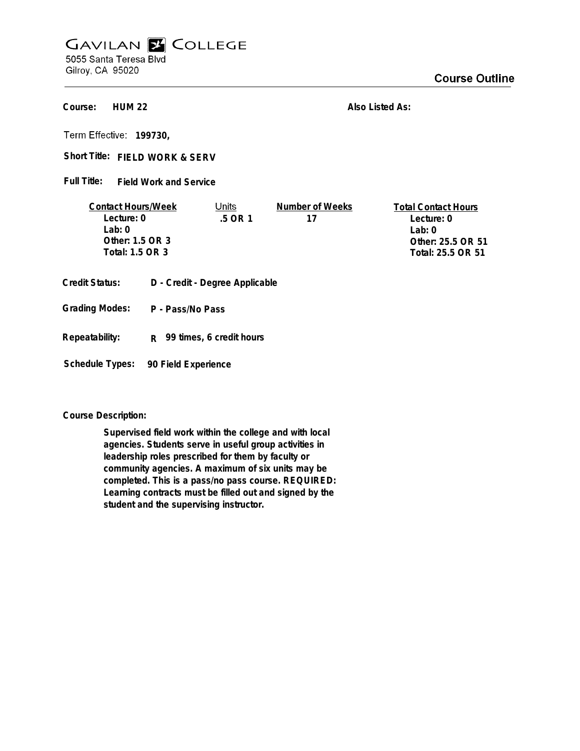# GAVILAN COLLEGE

5055 Santa Teresa Blvd
Gilroy, CA 95020

## Course Outline

**Course:** HUM 22

**Also Listed As:**

**Term Effective:** 199730,

**Short Title:** FIELD WORK & SERV

**Full Title:** Field Work and Service

| Contact Hours/Week | Units | Number of Weeks | Total Contact Hours |
|---|---|---|---|
| Lecture: 0 | .5 OR 1 | 17 | Lecture: 0 |
| Lab: 0 | | | Lab: 0 |
| Other: 1.5 OR 3 | | | Other: 25.5 OR 51 |
| Total: 1.5 OR 3 | | | Total: 25.5 OR 51 |

**Credit Status:** D - Credit - Degree Applicable

**Grading Modes:** P - Pass/No Pass

**Repeatability:** R 99 times, 6 credit hours

**Schedule Types:** 90 Field Experience

**Course Description:**

Supervised field work within the college and with local agencies. Students serve in useful group activities in leadership roles prescribed for them by faculty or community agencies. A maximum of six units may be completed. This is a pass/no pass course. REQUIRED: Learning contracts must be filled out and signed by the student and the supervising instructor.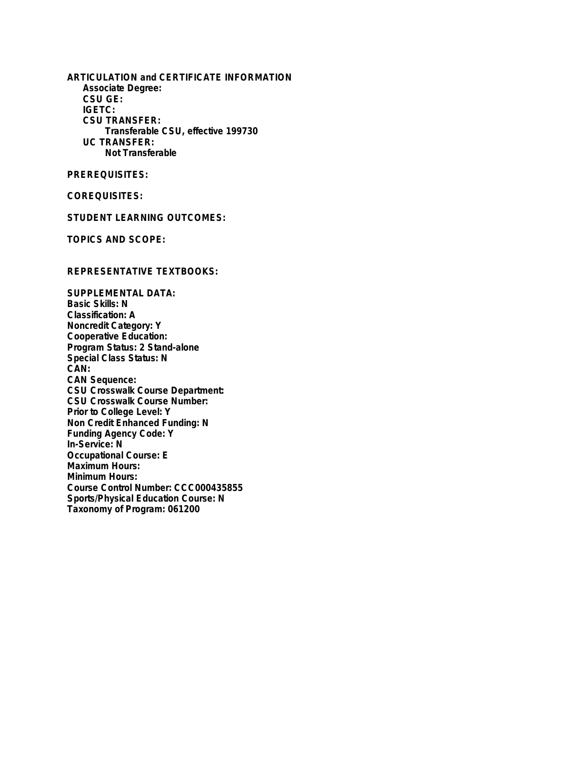**ARTICULATION and CERTIFICATE INFORMATION**

**Associate Degree:**

**CSU GE:**

**IGETC:**

**CSU TRANSFER:**

**Transferable CSU, effective 199730**

**UC TRANSFER:**

**Not Transferable**

**PREREQUISITES:**

**COREQUISITES:**

**STUDENT LEARNING OUTCOMES:**

**TOPICS AND SCOPE:**

**REPRESENTATIVE TEXTBOOKS:**

**SUPPLEMENTAL DATA:**
**Basic Skills: N**
**Classification: A**
**Noncredit Category: Y**
**Cooperative Education:**
**Program Status: 2 Stand-alone**
**Special Class Status: N**
**CAN:**
**CAN Sequence:**
**CSU Crosswalk Course Department:**
**CSU Crosswalk Course Number:**
**Prior to College Level: Y**
**Non Credit Enhanced Funding: N**
**Funding Agency Code: Y**
**In-Service: N**
**Occupational Course: E**
**Maximum Hours:**
**Minimum Hours:**
**Course Control Number: CCC000435855**
**Sports/Physical Education Course: N**
**Taxonomy of Program: 061200**